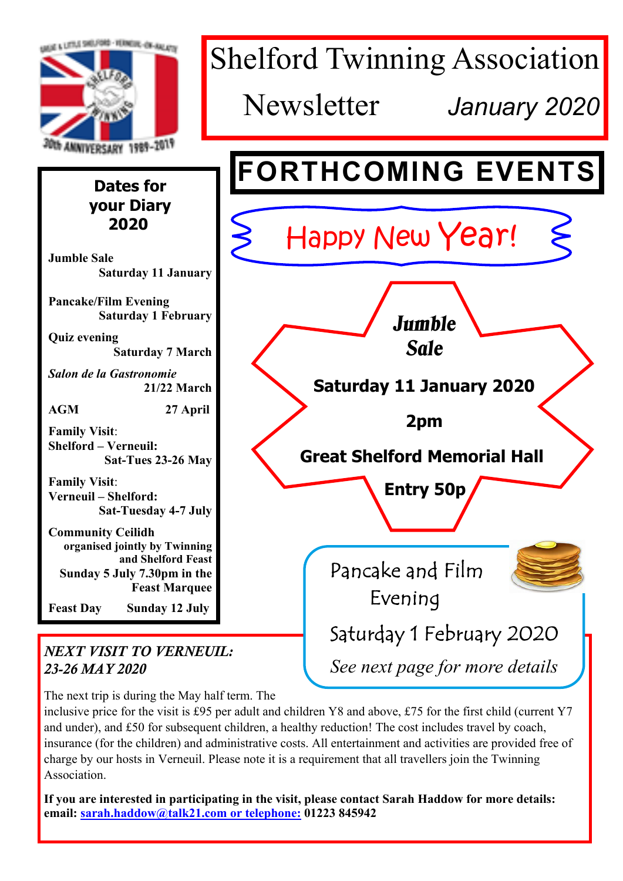# Shelford Twinning Association

Newsletter *January 2020*

## FORTHCOMING EVENTS

Happy New Year!

**Jumble Sale**

**Saturday 11 January 2020**

**2pm**

**Great Shelford Memorial Hall**

**Entry 50p**

Pancake and Film Evening

Saturday 1 February 2020

*See next page for more details*

### Dates for your Diary 2020

**Jumble Sale**
**Saturday 11 January**

**Pancake/Film Evening**
**Saturday 1 February**

**Quiz evening**
**Saturday 7 March**

***Salon de la Gastronomie***
**21/22 March**

**AGM** **27 April**

**Family Visit**:
**Shelford – Verneuil:**
**Sat-Tues 23-26 May**

**Family Visit**:
**Verneuil – Shelford:**
**Sat-Tuesday 4-7 July**

**Community Ceilidh**
**organised jointly by Twinning and Shelford Feast**
**Sunday 5 July 7.30pm in the Feast Marquee**

**Feast Day** **Sunday 12 July**

### *NEXT VISIT TO VERNEUIL: 23-26 MAY 2020*

The next trip is during the May half term. The inclusive price for the visit is £95 per adult and children Y8 and above, £75 for the first child (current Y7 and under), and £50 for subsequent children, a healthy reduction! The cost includes travel by coach, insurance (for the children) and administrative costs. All entertainment and activities are provided free of charge by our hosts in Verneuil. Please note it is a requirement that all travellers join the Twinning Association.

**If you are interested in participating in the visit, please contact Sarah Haddow for more details: email: sarah.haddow@talk21.com or telephone: 01223 845942**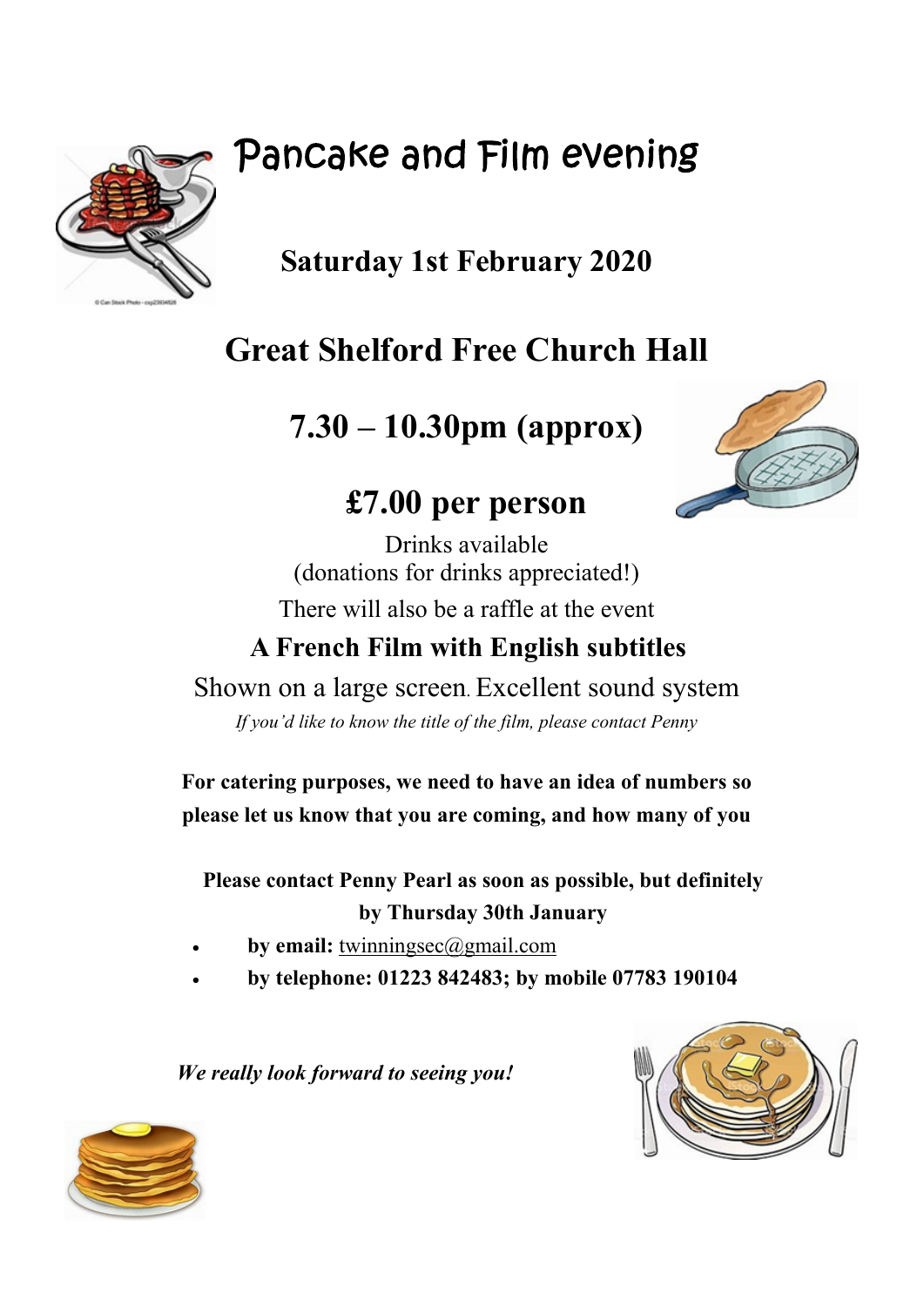# Pancake and Film evening

## Saturday 1st February 2020

## Great Shelford Free Church Hall

## 7.30 – 10.30pm (approx)

## £7.00 per person

Drinks available
(donations for drinks appreciated!)

There will also be a raffle at the event

**A French Film with English subtitles**

Shown on a large screen. Excellent sound system

*If you'd like to know the title of the film, please contact Penny*

**For catering purposes, we need to have an idea of numbers so please let us know that you are coming, and how many of you**

**Please contact Penny Pearl as soon as possible, but definitely by Thursday 30th January**

- **by email:** twinningsec@gmail.com
- **by telephone: 01223 842483; by mobile 07783 190104**

***We really look forward to seeing you!***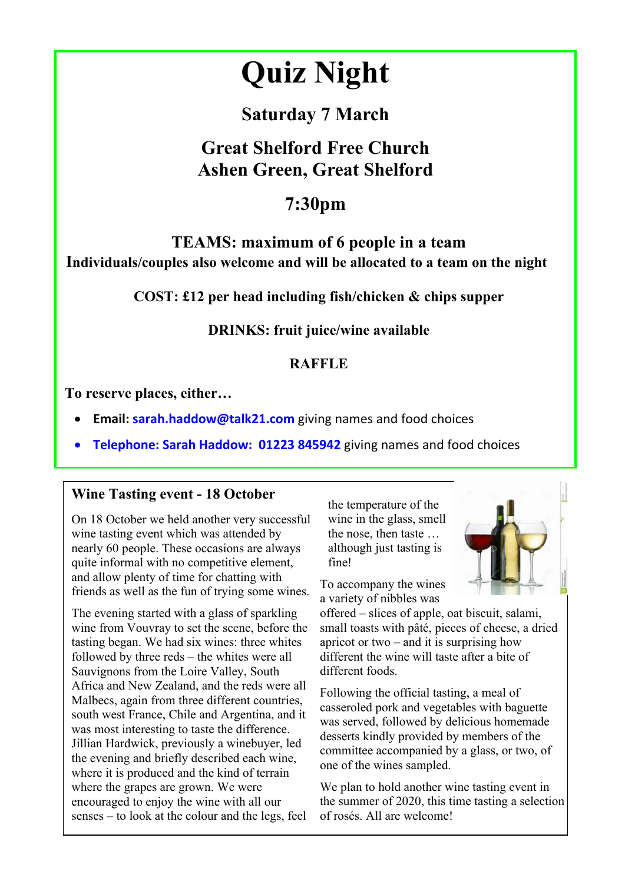# Quiz Night

## Saturday 7 March

## Great Shelford Free Church
## Ashen Green, Great Shelford

## 7:30pm

**TEAMS: maximum of 6 people in a team**

**Individuals/couples also welcome and will be allocated to a team on the night**

**COST: £12 per head including fish/chicken & chips supper**

**DRINKS: fruit juice/wine available**

**RAFFLE**

**To reserve places, either…**

- **Email: sarah.haddow@talk21.com** giving names and food choices
- **Telephone: Sarah Haddow: 01223 845942** giving names and food choices

## Wine Tasting event - 18 October

On 18 October we held another very successful wine tasting event which was attended by nearly 60 people. These occasions are always quite informal with no competitive element, and allow plenty of time for chatting with friends as well as the fun of trying some wines.

The evening started with a glass of sparkling wine from Vouvray to set the scene, before the tasting began. We had six wines: three whites followed by three reds – the whites were all Sauvignons from the Loire Valley, South Africa and New Zealand, and the reds were all Malbecs, again from three different countries, south west France, Chile and Argentina, and it was most interesting to taste the difference. Jillian Hardwick, previously a winebuyer, led the evening and briefly described each wine, where it is produced and the kind of terrain where the grapes are grown. We were encouraged to enjoy the wine with all our senses – to look at the colour and the legs, feel the temperature of the wine in the glass, smell the nose, then taste … although just tasting is fine!

To accompany the wines a variety of nibbles was offered – slices of apple, oat biscuit, salami, small toasts with pâté, pieces of cheese, a dried apricot or two – and it is surprising how different the wine will taste after a bite of different foods.

Following the official tasting, a meal of casseroled pork and vegetables with baguette was served, followed by delicious homemade desserts kindly provided by members of the committee accompanied by a glass, or two, of one of the wines sampled.

We plan to hold another wine tasting event in the summer of 2020, this time tasting a selection of rosés. All are welcome!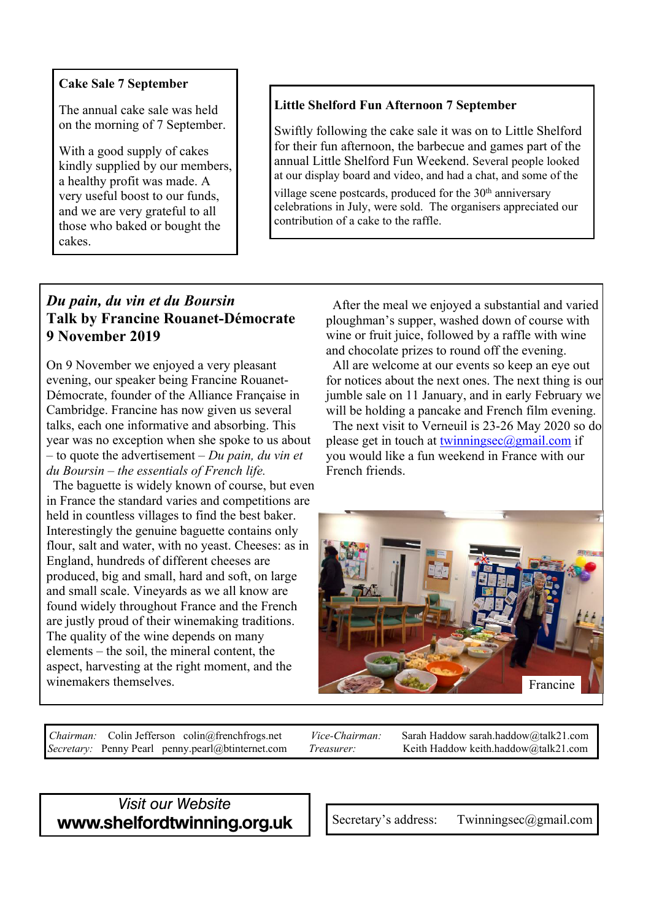### Cake Sale 7 September

The annual cake sale was held on the morning of 7 September.

With a good supply of cakes kindly supplied by our members, a healthy profit was made. A very useful boost to our funds, and we are very grateful to all those who baked or bought the cakes.

### Little Shelford Fun Afternoon 7 September

Swiftly following the cake sale it was on to Little Shelford for their fun afternoon, the barbecue and games part of the annual Little Shelford Fun Weekend. Several people looked at our display board and video, and had a chat, and some of the village scene postcards, produced for the 30th anniversary celebrations in July, were sold. The organisers appreciated our contribution of a cake to the raffle.

## *Du pain, du vin et du Boursin*
## Talk by Francine Rouanet-Démocrate
## 9 November 2019

On 9 November we enjoyed a very pleasant evening, our speaker being Francine Rouanet-Démocrate, founder of the Alliance Française in Cambridge. Francine has now given us several talks, each one informative and absorbing. This year was no exception when she spoke to us about – to quote the advertisement – *Du pain, du vin et du Boursin – the essentials of French life.*

The baguette is widely known of course, but even in France the standard varies and competitions are held in countless villages to find the best baker. Interestingly the genuine baguette contains only flour, salt and water, with no yeast. Cheeses: as in England, hundreds of different cheeses are produced, big and small, hard and soft, on large and small scale. Vineyards as we all know are found widely throughout France and the French are justly proud of their winemaking traditions. The quality of the wine depends on many elements – the soil, the mineral content, the aspect, harvesting at the right moment, and the winemakers themselves.

After the meal we enjoyed a substantial and varied ploughman's supper, washed down of course with wine or fruit juice, followed by a raffle with wine and chocolate prizes to round off the evening.

All are welcome at our events so keep an eye out for notices about the next ones. The next thing is our jumble sale on 11 January, and in early February we will be holding a pancake and French film evening.

The next visit to Verneuil is 23-26 May 2020 so do please get in touch at twinningsec@gmail.com if you would like a fun weekend in France with our French friends.

Francine

| | | | |
|---|---|---|---|
| *Chairman:* | Colin Jefferson colin@frenchfrogs.net | *Vice-Chairman:* | Sarah Haddow sarah.haddow@talk21.com |
| *Secretary:* | Penny Pearl penny.pearl@btinternet.com | *Treasurer:* | Keith Haddow keith.haddow@talk21.com |

*Visit our Website*
**www.shelfordtwinning.org.uk**

Secretary's address: Twinningsec@gmail.com